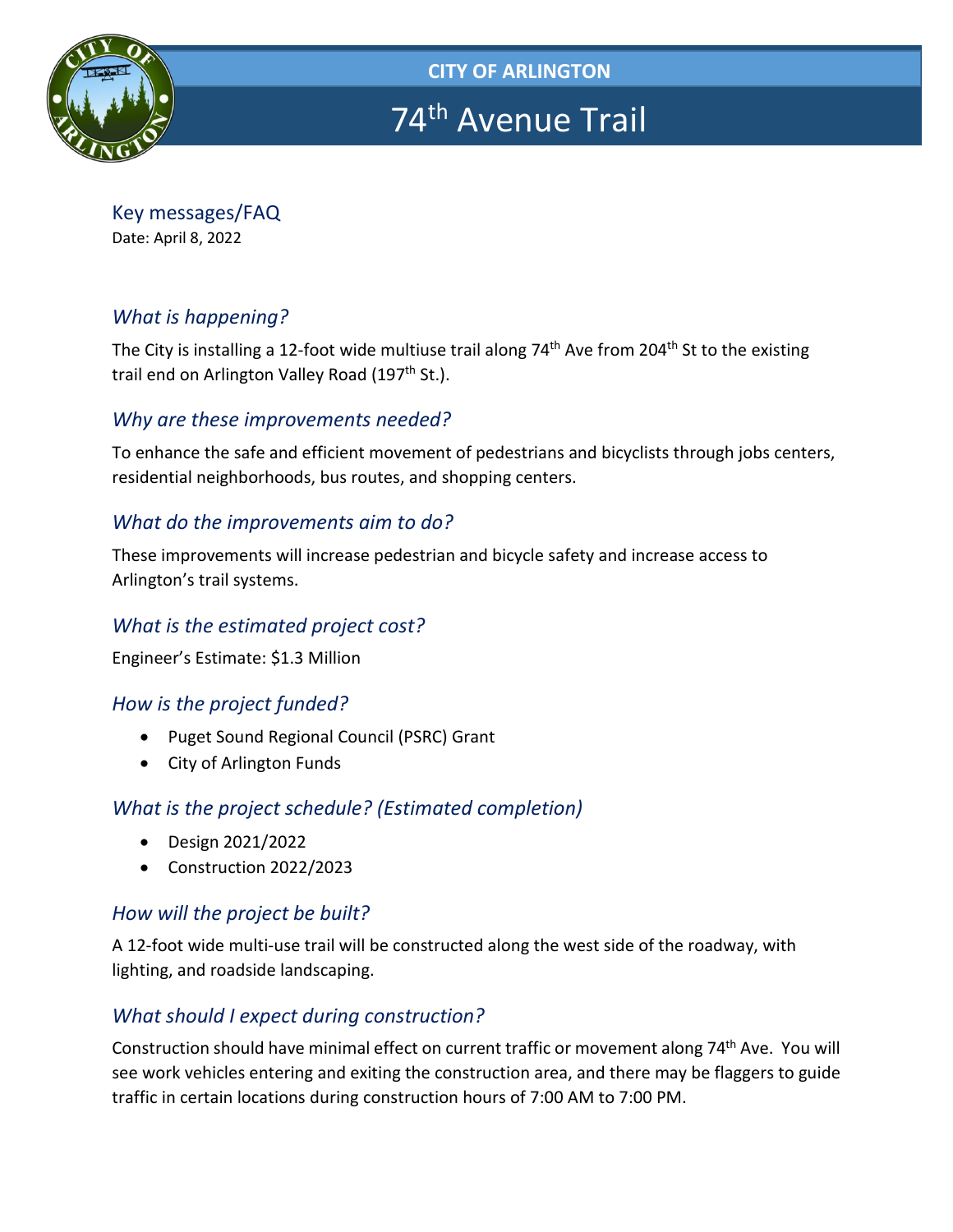CITY OF ARLINGTON

# 74th Avenue Trail

## Key messages/FAQ

Date: April 8, 2022

### *What is happening?*

The City is installing a 12-foot wide multiuse trail along 74th Ave from 204th St to the existing trail end on Arlington Valley Road (197th St.).

### *Why are these improvements needed?*

To enhance the safe and efficient movement of pedestrians and bicyclists through jobs centers, residential neighborhoods, bus routes, and shopping centers.

### *What do the improvements aim to do?*

These improvements will increase pedestrian and bicycle safety and increase access to Arlington's trail systems.

### *What is the estimated project cost?*

Engineer's Estimate: $1.3 Million

### *How is the project funded?*

- Puget Sound Regional Council (PSRC) Grant
- City of Arlington Funds

### *What is the project schedule? (Estimated completion)*

- Design 2021/2022
- Construction 2022/2023

### *How will the project be built?*

A 12-foot wide multi-use trail will be constructed along the west side of the roadway, with lighting, and roadside landscaping.

### *What should I expect during construction?*

Construction should have minimal effect on current traffic or movement along 74th Ave. You will see work vehicles entering and exiting the construction area, and there may be flaggers to guide traffic in certain locations during construction hours of 7:00 AM to 7:00 PM.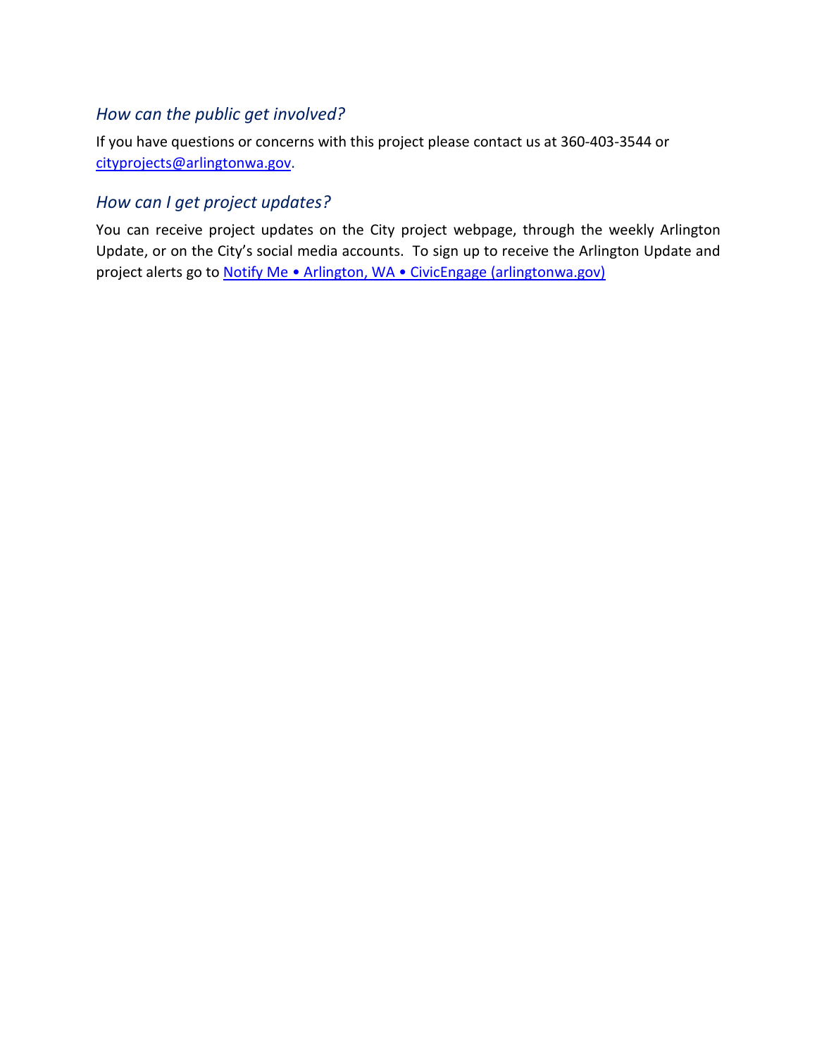### *How can the public get involved?*

If you have questions or concerns with this project please contact us at 360-403-3544 or [cityprojects@arlingtonwa.gov](mailto:cityprojects@arlingtonwa.gov).

### *How can I get project updates?*

You can receive project updates on the City project webpage, through the weekly Arlington Update, or on the City's social media accounts. To sign up to receive the Arlington Update and project alerts go to Notify Me • Arlington, WA • CivicEngage (arlingtonwa.gov)